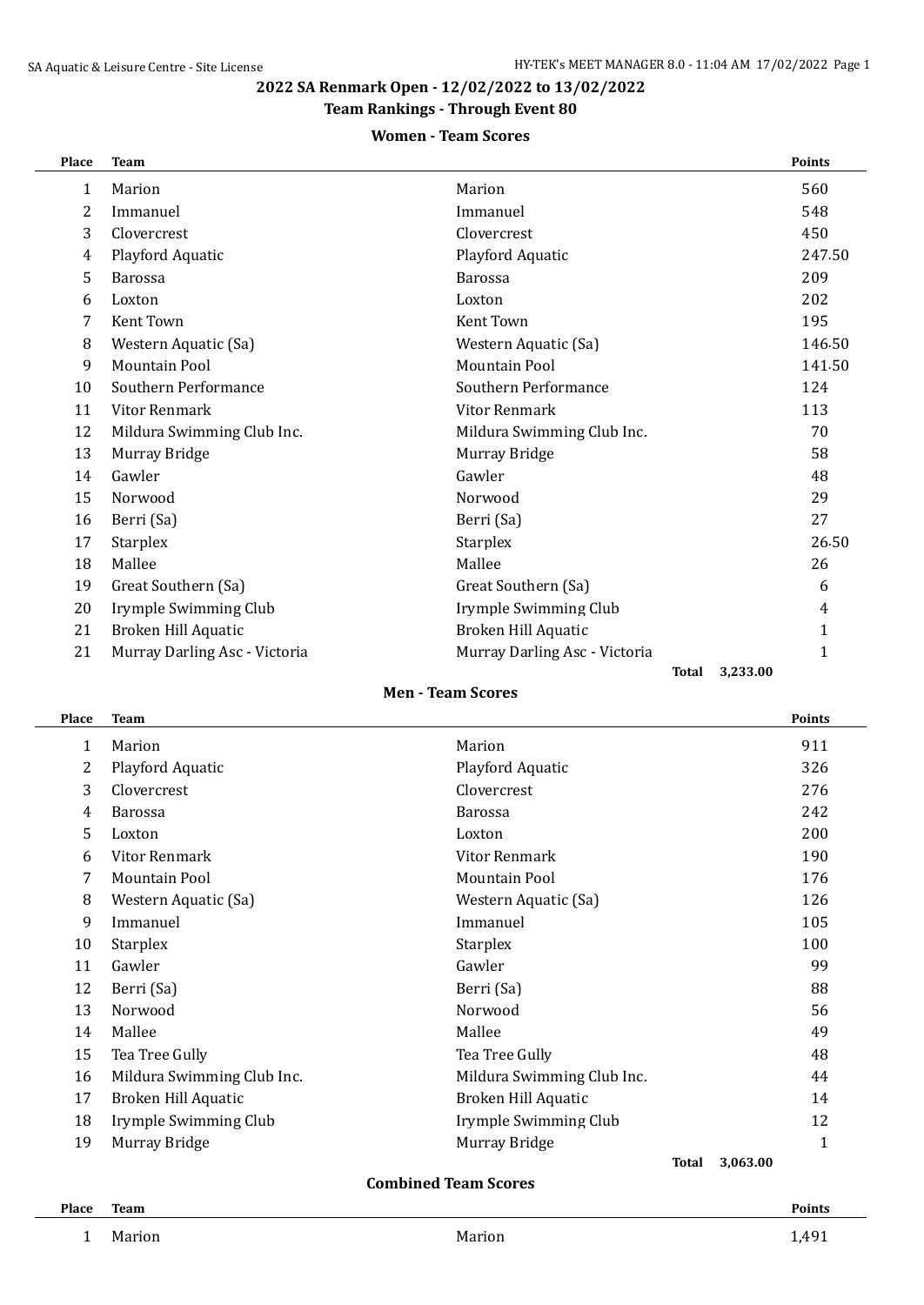# 2022 SA Renmark Open - 12/02/2022 to 13/02/2022

## Team Rankings - Through Event 80

### Women - Team Scores

| Place | Team | | Points |
|---|---|---|---|
| 1 | Marion | Marion | 560 |
| 2 | Immanuel | Immanuel | 548 |
| 3 | Clovercrest | Clovercrest | 450 |
| 4 | Playford Aquatic | Playford Aquatic | 247.50 |
| 5 | Barossa | Barossa | 209 |
| 6 | Loxton | Loxton | 202 |
| 7 | Kent Town | Kent Town | 195 |
| 8 | Western Aquatic (Sa) | Western Aquatic (Sa) | 146.50 |
| 9 | Mountain Pool | Mountain Pool | 141.50 |
| 10 | Southern Performance | Southern Performance | 124 |
| 11 | Vitor Renmark | Vitor Renmark | 113 |
| 12 | Mildura Swimming Club Inc. | Mildura Swimming Club Inc. | 70 |
| 13 | Murray Bridge | Murray Bridge | 58 |
| 14 | Gawler | Gawler | 48 |
| 15 | Norwood | Norwood | 29 |
| 16 | Berri (Sa) | Berri (Sa) | 27 |
| 17 | Starplex | Starplex | 26.50 |
| 18 | Mallee | Mallee | 26 |
| 19 | Great Southern (Sa) | Great Southern (Sa) | 6 |
| 20 | Irymple Swimming Club | Irymple Swimming Club | 4 |
| 21 | Broken Hill Aquatic | Broken Hill Aquatic | 1 |
| 21 | Murray Darling Asc - Victoria | Murray Darling Asc - Victoria | 1 |
| | | **Total** | **3,233.00** |

### Men - Team Scores

| Place | Team | | Points |
|---|---|---|---|
| 1 | Marion | Marion | 911 |
| 2 | Playford Aquatic | Playford Aquatic | 326 |
| 3 | Clovercrest | Clovercrest | 276 |
| 4 | Barossa | Barossa | 242 |
| 5 | Loxton | Loxton | 200 |
| 6 | Vitor Renmark | Vitor Renmark | 190 |
| 7 | Mountain Pool | Mountain Pool | 176 |
| 8 | Western Aquatic (Sa) | Western Aquatic (Sa) | 126 |
| 9 | Immanuel | Immanuel | 105 |
| 10 | Starplex | Starplex | 100 |
| 11 | Gawler | Gawler | 99 |
| 12 | Berri (Sa) | Berri (Sa) | 88 |
| 13 | Norwood | Norwood | 56 |
| 14 | Mallee | Mallee | 49 |
| 15 | Tea Tree Gully | Tea Tree Gully | 48 |
| 16 | Mildura Swimming Club Inc. | Mildura Swimming Club Inc. | 44 |
| 17 | Broken Hill Aquatic | Broken Hill Aquatic | 14 |
| 18 | Irymple Swimming Club | Irymple Swimming Club | 12 |
| 19 | Murray Bridge | Murray Bridge | 1 |
| | | **Total** | **3,063.00** |

### Combined Team Scores

| Place | Team | | Points |
|---|---|---|---|
| 1 | Marion | Marion | 1,491 |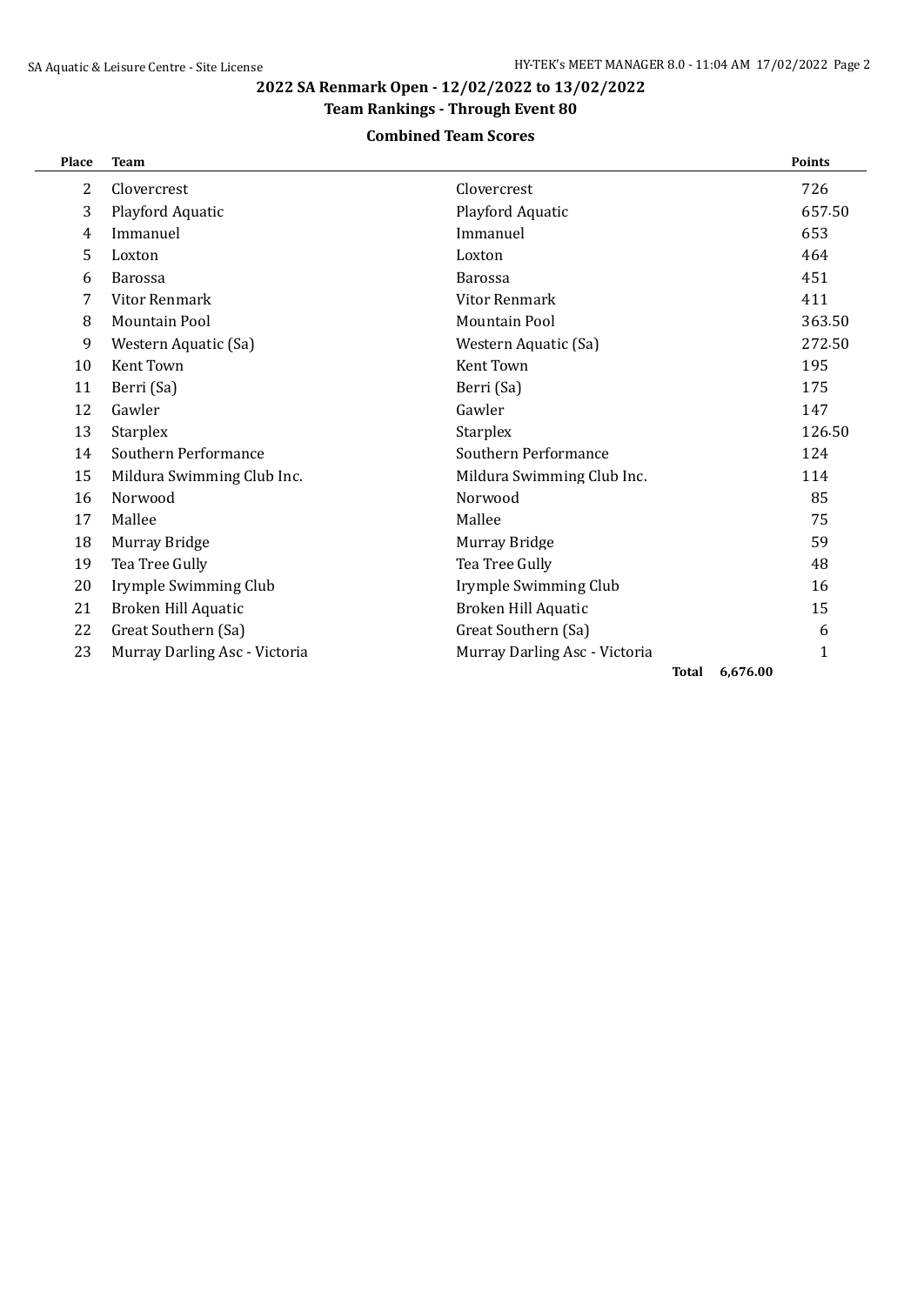## 2022 SA Renmark Open - 12/02/2022 to 13/02/2022

### Team Rankings - Through Event 80

#### Combined Team Scores

| Place | Team | | Points |
|---|---|---|---|
| 2 | Clovercrest | Clovercrest | 726 |
| 3 | Playford Aquatic | Playford Aquatic | 657.50 |
| 4 | Immanuel | Immanuel | 653 |
| 5 | Loxton | Loxton | 464 |
| 6 | Barossa | Barossa | 451 |
| 7 | Vitor Renmark | Vitor Renmark | 411 |
| 8 | Mountain Pool | Mountain Pool | 363.50 |
| 9 | Western Aquatic (Sa) | Western Aquatic (Sa) | 272.50 |
| 10 | Kent Town | Kent Town | 195 |
| 11 | Berri (Sa) | Berri (Sa) | 175 |
| 12 | Gawler | Gawler | 147 |
| 13 | Starplex | Starplex | 126.50 |
| 14 | Southern Performance | Southern Performance | 124 |
| 15 | Mildura Swimming Club Inc. | Mildura Swimming Club Inc. | 114 |
| 16 | Norwood | Norwood | 85 |
| 17 | Mallee | Mallee | 75 |
| 18 | Murray Bridge | Murray Bridge | 59 |
| 19 | Tea Tree Gully | Tea Tree Gully | 48 |
| 20 | Irymple Swimming Club | Irymple Swimming Club | 16 |
| 21 | Broken Hill Aquatic | Broken Hill Aquatic | 15 |
| 22 | Great Southern (Sa) | Great Southern (Sa) | 6 |
| 23 | Murray Darling Asc - Victoria | Murray Darling Asc - Victoria | 1 |
| | | **Total** | **6,676.00** |